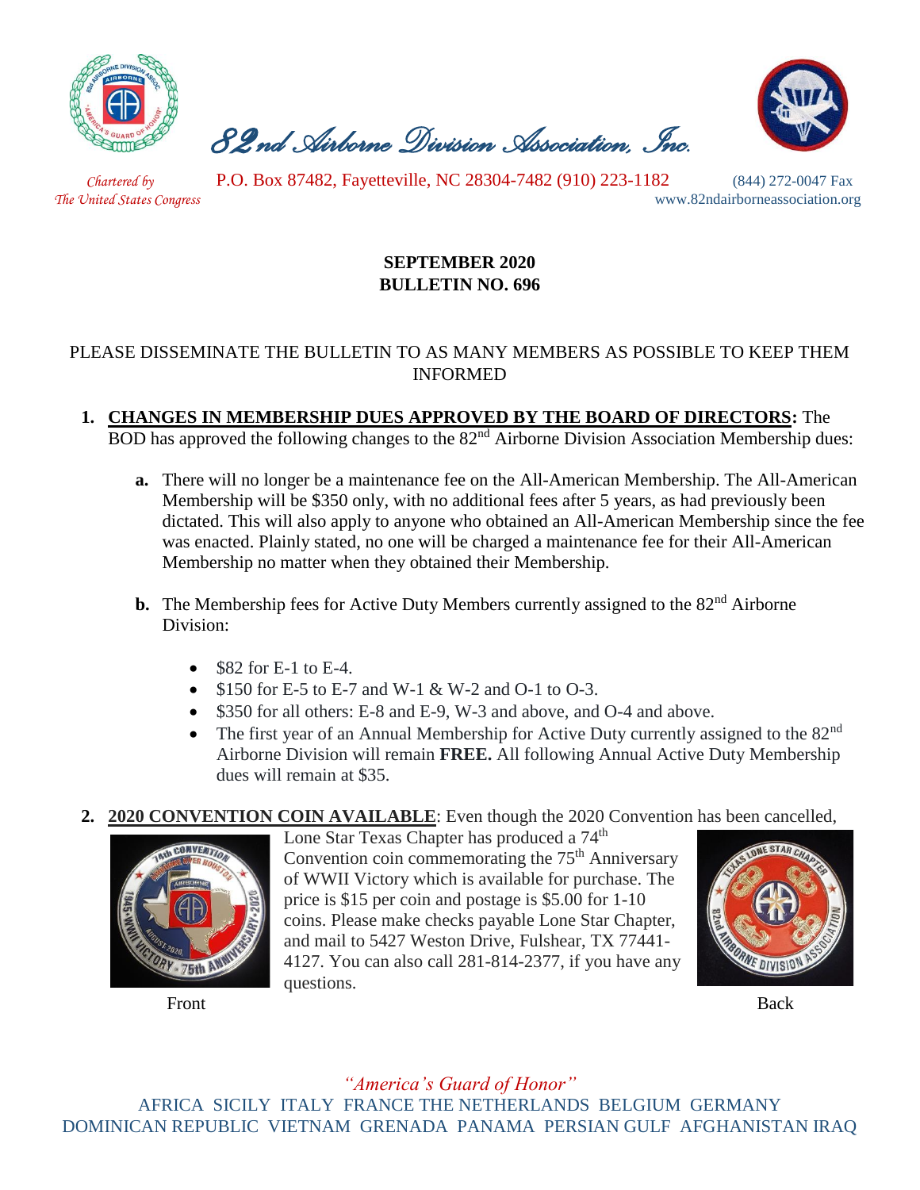# 82nd Airborne Division Association, Inc.

*Chartered by The United States Congress*

P.O. Box 87482, Fayetteville, NC 28304-7482 (910) 223-1182

(844) 272-0047 Fax

www.82ndairborneassociation.org

## SEPTEMBER 2020
## BULLETIN NO. 696

PLEASE DISSEMINATE THE BULLETIN TO AS MANY MEMBERS AS POSSIBLE TO KEEP THEM INFORMED

1. **CHANGES IN MEMBERSHIP DUES APPROVED BY THE BOARD OF DIRECTORS:** The BOD has approved the following changes to the 82nd Airborne Division Association Membership dues:

   **a.** There will no longer be a maintenance fee on the All-American Membership. The All-American Membership will be $350 only, with no additional fees after 5 years, as had previously been dictated. This will also apply to anyone who obtained an All-American Membership since the fee was enacted. Plainly stated, no one will be charged a maintenance fee for their All-American Membership no matter when they obtained their Membership.

   **b.** The Membership fees for Active Duty Members currently assigned to the 82nd Airborne Division:

   - $82 for E-1 to E-4.
   - $150 for E-5 to E-7 and W-1 & W-2 and O-1 to O-3.
   - $350 for all others: E-8 and E-9, W-3 and above, and O-4 and above.
   - The first year of an Annual Membership for Active Duty currently assigned to the 82nd Airborne Division will remain **FREE.** All following Annual Active Duty Membership dues will remain at $35.

2. **2020 CONVENTION COIN AVAILABLE**: Even though the 2020 Convention has been cancelled, Lone Star Texas Chapter has produced a 74th Convention coin commemorating the 75th Anniversary of WWII Victory which is available for purchase. The price is $15 per coin and postage is $5.00 for 1-10 coins. Please make checks payable Lone Star Chapter, and mail to 5427 Weston Drive, Fulshear, TX 77441-4127. You can also call 281-814-2377, if you have any questions.

Front

Back

*"America's Guard of Honor"*

AFRICA SICILY ITALY FRANCE THE NETHERLANDS BELGIUM GERMANY DOMINICAN REPUBLIC VIETNAM GRENADA PANAMA PERSIAN GULF AFGHANISTAN IRAQ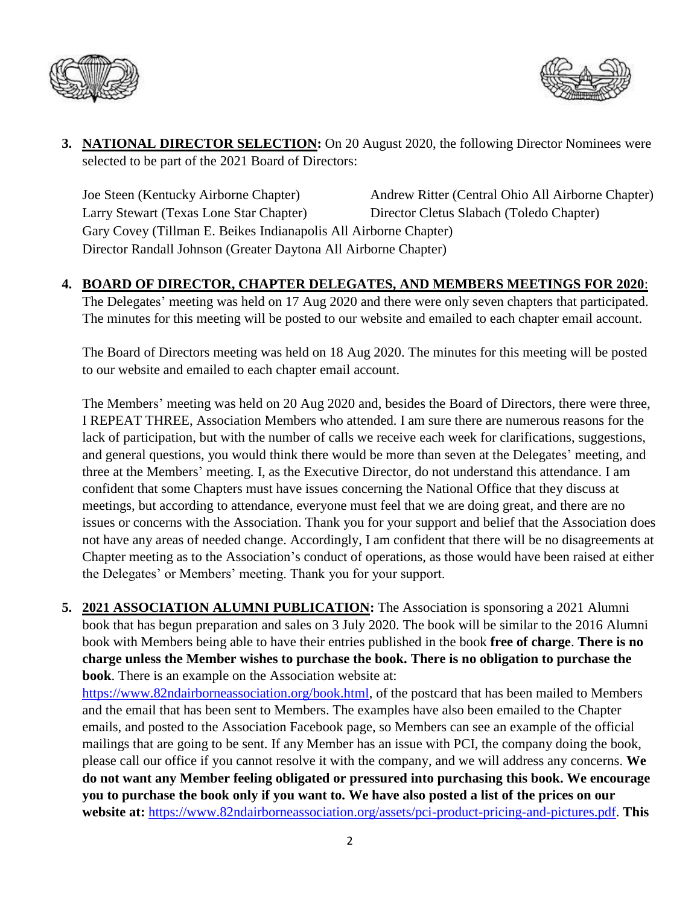3. **NATIONAL DIRECTOR SELECTION:** On 20 August 2020, the following Director Nominees were selected to be part of the 2021 Board of Directors:

   Joe Steen (Kentucky Airborne Chapter)
   Andrew Ritter (Central Ohio All Airborne Chapter)
   Larry Stewart (Texas Lone Star Chapter)
   Director Cletus Slabach (Toledo Chapter)
   Gary Covey (Tillman E. Beikes Indianapolis All Airborne Chapter)
   Director Randall Johnson (Greater Daytona All Airborne Chapter)

4. **BOARD OF DIRECTOR, CHAPTER DELEGATES, AND MEMBERS MEETINGS FOR 2020**: The Delegates' meeting was held on 17 Aug 2020 and there were only seven chapters that participated. The minutes for this meeting will be posted to our website and emailed to each chapter email account.

   The Board of Directors meeting was held on 18 Aug 2020. The minutes for this meeting will be posted to our website and emailed to each chapter email account.

   The Members' meeting was held on 20 Aug 2020 and, besides the Board of Directors, there were three, I REPEAT THREE, Association Members who attended. I am sure there are numerous reasons for the lack of participation, but with the number of calls we receive each week for clarifications, suggestions, and general questions, you would think there would be more than seven at the Delegates' meeting, and three at the Members' meeting. I, as the Executive Director, do not understand this attendance. I am confident that some Chapters must have issues concerning the National Office that they discuss at meetings, but according to attendance, everyone must feel that we are doing great, and there are no issues or concerns with the Association. Thank you for your support and belief that the Association does not have any areas of needed change. Accordingly, I am confident that there will be no disagreements at Chapter meeting as to the Association's conduct of operations, as those would have been raised at either the Delegates' or Members' meeting. Thank you for your support.

5. **2021 ASSOCIATION ALUMNI PUBLICATION:** The Association is sponsoring a 2021 Alumni book that has begun preparation and sales on 3 July 2020. The book will be similar to the 2016 Alumni book with Members being able to have their entries published in the book **free of charge**. **There is no charge unless the Member wishes to purchase the book. There is no obligation to purchase the book**. There is an example on the Association website at: https://www.82ndairborneassociation.org/book.html, of the postcard that has been mailed to Members and the email that has been sent to Members. The examples have also been emailed to the Chapter emails, and posted to the Association Facebook page, so Members can see an example of the official mailings that are going to be sent. If any Member has an issue with PCI, the company doing the book, please call our office if you cannot resolve it with the company, and we will address any concerns. **We do not want any Member feeling obligated or pressured into purchasing this book. We encourage you to purchase the book only if you want to. We have also posted a list of the prices on our website at:** https://www.82ndairborneassociation.org/assets/pci-product-pricing-and-pictures.pdf. **This**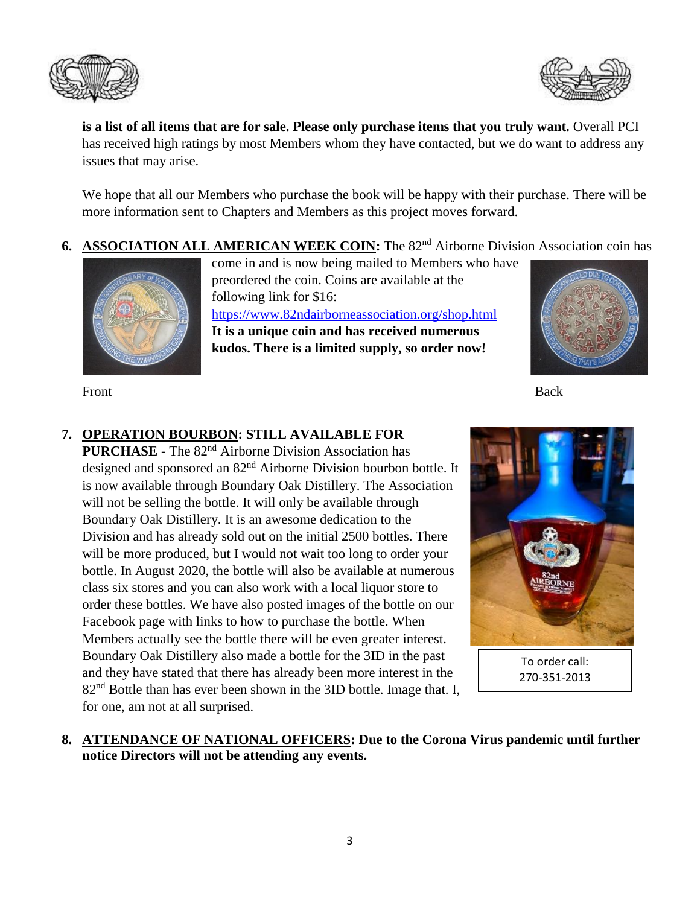**is a list of all items that are for sale. Please only purchase items that you truly want.** Overall PCI has received high ratings by most Members whom they have contacted, but we do want to address any issues that may arise.

We hope that all our Members who purchase the book will be happy with their purchase. There will be more information sent to Chapters and Members as this project moves forward.

6. **ASSOCIATION ALL AMERICAN WEEK COIN:** The 82nd Airborne Division Association coin has come in and is now being mailed to Members who have preordered the coin. Coins are available at the following link for $16: [https://www.82ndairborneassociation.org/shop.html](https://www.82ndairborneassociation.org/shop.html) **It is a unique coin and has received numerous kudos. There is a limited supply, so order now!**

Front

Back

7. **OPERATION BOURBON: STILL AVAILABLE FOR PURCHASE -** The 82nd Airborne Division Association has designed and sponsored an 82nd Airborne Division bourbon bottle. It is now available through Boundary Oak Distillery. The Association will not be selling the bottle. It will only be available through Boundary Oak Distillery. It is an awesome dedication to the Division and has already sold out on the initial 2500 bottles. There will be more produced, but I would not wait too long to order your bottle. In August 2020, the bottle will also be available at numerous class six stores and you can also work with a local liquor store to order these bottles. We have also posted images of the bottle on our Facebook page with links to how to purchase the bottle. When Members actually see the bottle there will be even greater interest. Boundary Oak Distillery also made a bottle for the 3ID in the past and they have stated that there has already been more interest in the 82nd Bottle than has ever been shown in the 3ID bottle. Image that. I, for one, am not at all surprised.

To order call:
270-351-2013

8. **ATTENDANCE OF NATIONAL OFFICERS: Due to the Corona Virus pandemic until further notice Directors will not be attending any events.**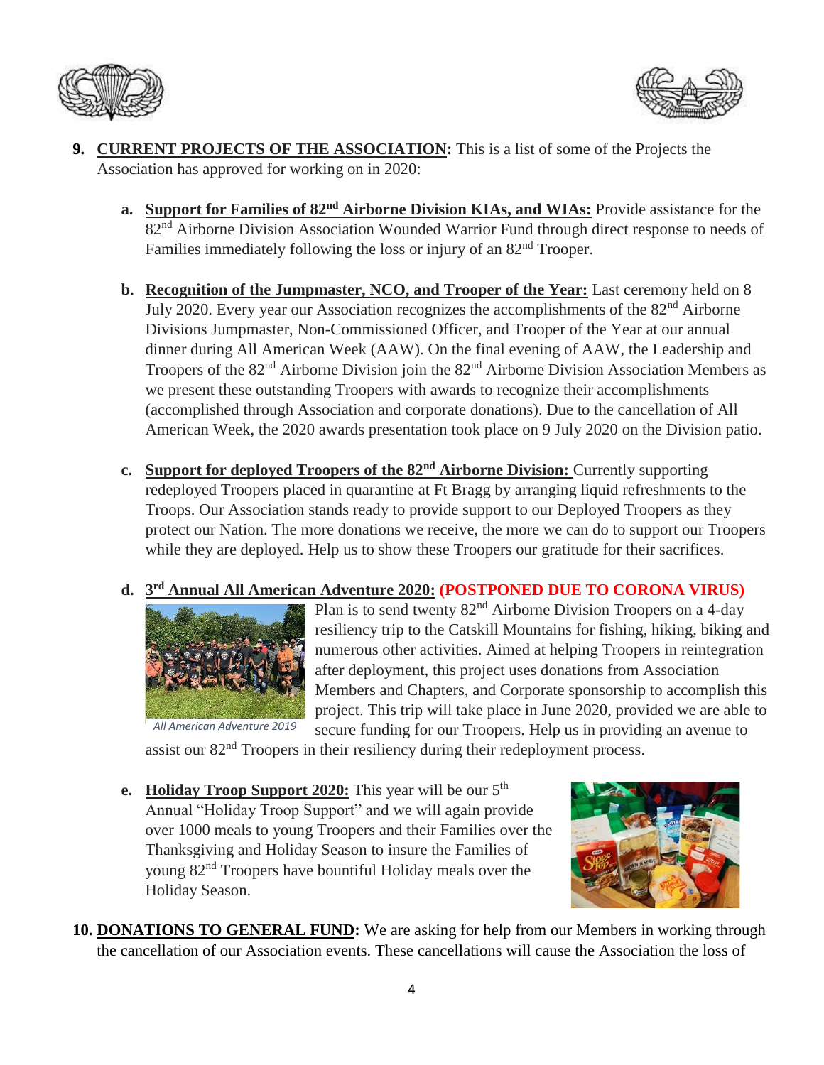9. **CURRENT PROJECTS OF THE ASSOCIATION:** This is a list of some of the Projects the Association has approved for working on in 2020:

   a. **Support for Families of 82nd Airborne Division KIAs, and WIAs:** Provide assistance for the 82nd Airborne Division Association Wounded Warrior Fund through direct response to needs of Families immediately following the loss or injury of an 82nd Trooper.

   b. **Recognition of the Jumpmaster, NCO, and Trooper of the Year:** Last ceremony held on 8 July 2020. Every year our Association recognizes the accomplishments of the 82nd Airborne Divisions Jumpmaster, Non-Commissioned Officer, and Trooper of the Year at our annual dinner during All American Week (AAW). On the final evening of AAW, the Leadership and Troopers of the 82nd Airborne Division join the 82nd Airborne Division Association Members as we present these outstanding Troopers with awards to recognize their accomplishments (accomplished through Association and corporate donations). Due to the cancellation of All American Week, the 2020 awards presentation took place on 9 July 2020 on the Division patio.

   c. **Support for deployed Troopers of the 82nd Airborne Division:** Currently supporting redeployed Troopers placed in quarantine at Ft Bragg by arranging liquid refreshments to the Troops. Our Association stands ready to provide support to our Deployed Troopers as they protect our Nation. The more donations we receive, the more we can do to support our Troopers while they are deployed. Help us to show these Troopers our gratitude for their sacrifices.

   d. **3rd Annual All American Adventure 2020:** **(POSTPONED DUE TO CORONA VIRUS)** Plan is to send twenty 82nd Airborne Division Troopers on a 4-day resiliency trip to the Catskill Mountains for fishing, hiking, biking and numerous other activities. Aimed at helping Troopers in reintegration after deployment, this project uses donations from Association Members and Chapters, and Corporate sponsorship to accomplish this project. This trip will take place in June 2020, provided we are able to secure funding for our Troopers. Help us in providing an avenue to assist our 82nd Troopers in their resiliency during their redeployment process.

      *All American Adventure 2019*

   e. **Holiday Troop Support 2020:** This year will be our 5th Annual "Holiday Troop Support" and we will again provide over 1000 meals to young Troopers and their Families over the Thanksgiving and Holiday Season to insure the Families of young 82nd Troopers have bountiful Holiday meals over the Holiday Season.

10. **DONATIONS TO GENERAL FUND:** We are asking for help from our Members in working through the cancellation of our Association events. These cancellations will cause the Association the loss of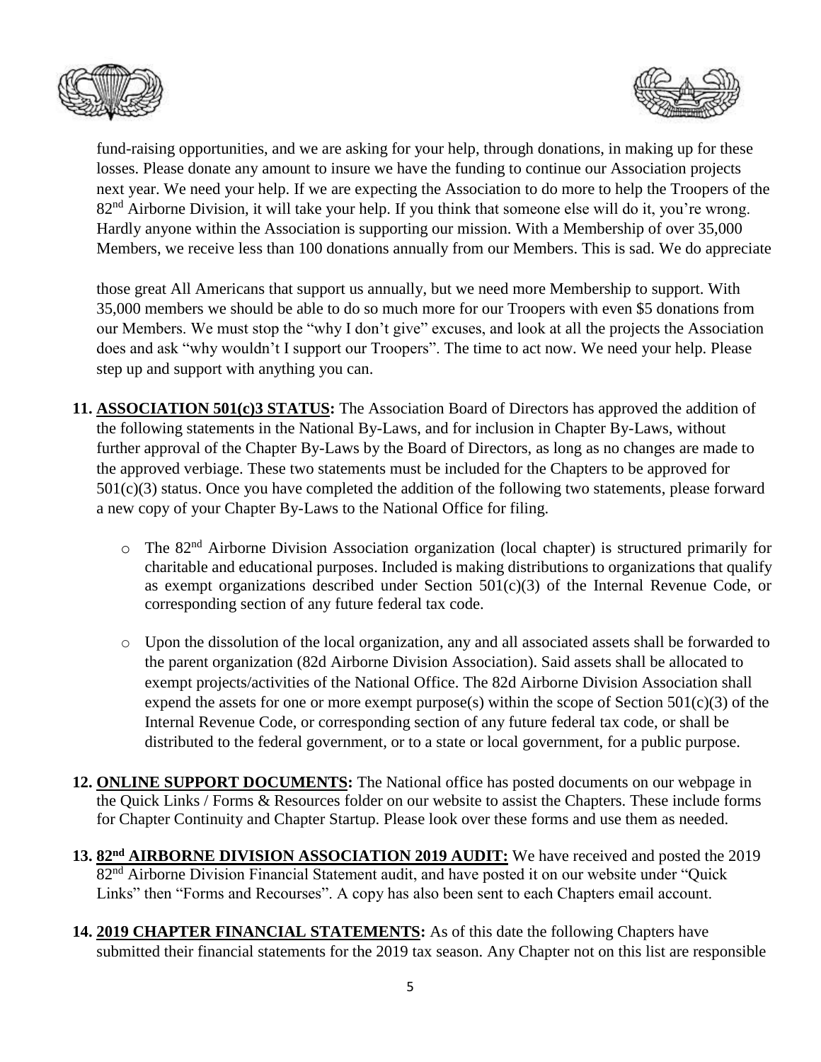fund-raising opportunities, and we are asking for your help, through donations, in making up for these losses. Please donate any amount to insure we have the funding to continue our Association projects next year. We need your help. If we are expecting the Association to do more to help the Troopers of the 82nd Airborne Division, it will take your help. If you think that someone else will do it, you're wrong. Hardly anyone within the Association is supporting our mission. With a Membership of over 35,000 Members, we receive less than 100 donations annually from our Members. This is sad. We do appreciate

those great All Americans that support us annually, but we need more Membership to support. With 35,000 members we should be able to do so much more for our Troopers with even $5 donations from our Members. We must stop the "why I don't give" excuses, and look at all the projects the Association does and ask "why wouldn't I support our Troopers". The time to act now. We need your help. Please step up and support with anything you can.

11. **ASSOCIATION 501(c)3 STATUS:** The Association Board of Directors has approved the addition of the following statements in the National By-Laws, and for inclusion in Chapter By-Laws, without further approval of the Chapter By-Laws by the Board of Directors, as long as no changes are made to the approved verbiage. These two statements must be included for the Chapters to be approved for 501(c)(3) status. Once you have completed the addition of the following two statements, please forward a new copy of your Chapter By-Laws to the National Office for filing.

    - The 82nd Airborne Division Association organization (local chapter) is structured primarily for charitable and educational purposes. Included is making distributions to organizations that qualify as exempt organizations described under Section 501(c)(3) of the Internal Revenue Code, or corresponding section of any future federal tax code.

    - Upon the dissolution of the local organization, any and all associated assets shall be forwarded to the parent organization (82d Airborne Division Association). Said assets shall be allocated to exempt projects/activities of the National Office. The 82d Airborne Division Association shall expend the assets for one or more exempt purpose(s) within the scope of Section 501(c)(3) of the Internal Revenue Code, or corresponding section of any future federal tax code, or shall be distributed to the federal government, or to a state or local government, for a public purpose.

12. **ONLINE SUPPORT DOCUMENTS:** The National office has posted documents on our webpage in the Quick Links / Forms & Resources folder on our website to assist the Chapters. These include forms for Chapter Continuity and Chapter Startup. Please look over these forms and use them as needed.

13. **82nd AIRBORNE DIVISION ASSOCIATION 2019 AUDIT:** We have received and posted the 2019 82nd Airborne Division Financial Statement audit, and have posted it on our website under "Quick Links" then "Forms and Recourses". A copy has also been sent to each Chapters email account.

14. **2019 CHAPTER FINANCIAL STATEMENTS:** As of this date the following Chapters have submitted their financial statements for the 2019 tax season. Any Chapter not on this list are responsible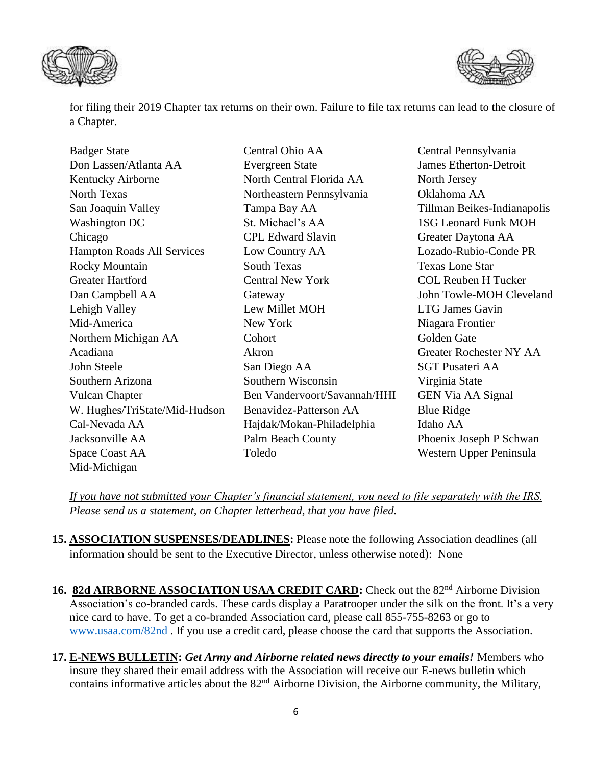for filing their 2019 Chapter tax returns on their own. Failure to file tax returns can lead to the closure of a Chapter.

| | | |
|---|---|---|
| Badger State | Central Ohio AA | Central Pennsylvania |
| Don Lassen/Atlanta AA | Evergreen State | James Etherton-Detroit |
| Kentucky Airborne | North Central Florida AA | North Jersey |
| North Texas | Northeastern Pennsylvania | Oklahoma AA |
| San Joaquin Valley | Tampa Bay AA | Tillman Beikes-Indianapolis |
| Washington DC | St. Michael's AA | 1SG Leonard Funk MOH |
| Chicago | CPL Edward Slavin | Greater Daytona AA |
| Hampton Roads All Services | Low Country AA | Lozado-Rubio-Conde PR |
| Rocky Mountain | South Texas | Texas Lone Star |
| Greater Hartford | Central New York | COL Reuben H Tucker |
| Dan Campbell AA | Gateway | John Towle-MOH Cleveland |
| Lehigh Valley | Lew Millet MOH | LTG James Gavin |
| Mid-America | New York | Niagara Frontier |
| Northern Michigan AA | Cohort | Golden Gate |
| Acadiana | Akron | Greater Rochester NY AA |
| John Steele | San Diego AA | SGT Pusateri AA |
| Southern Arizona | Southern Wisconsin | Virginia State |
| Vulcan Chapter | Ben Vandervoort/Savannah/HHI | GEN Via AA Signal |
| W. Hughes/TriState/Mid-Hudson | Benavidez-Patterson AA | Blue Ridge |
| Cal-Nevada AA | Hajdak/Mokan-Philadelphia | Idaho AA |
| Jacksonville AA | Palm Beach County | Phoenix Joseph P Schwan |
| Space Coast AA | Toledo | Western Upper Peninsula |
| Mid-Michigan | | |

*If you have not submitted your Chapter's financial statement, you need to file separately with the IRS. Please send us a statement, on Chapter letterhead, that you have filed.*

15. **ASSOCIATION SUSPENSES/DEADLINES:** Please note the following Association deadlines (all information should be sent to the Executive Director, unless otherwise noted): None

16. **82d AIRBORNE ASSOCIATION USAA CREDIT CARD:** Check out the 82nd Airborne Division Association's co-branded cards. These cards display a Paratrooper under the silk on the front. It's a very nice card to have. To get a co-branded Association card, please call 855-755-8263 or go to www.usaa.com/82nd . If you use a credit card, please choose the card that supports the Association.

17. **E-NEWS BULLETIN:** ***Get Army and Airborne related news directly to your emails!*** Members who insure they shared their email address with the Association will receive our E-news bulletin which contains informative articles about the 82nd Airborne Division, the Airborne community, the Military,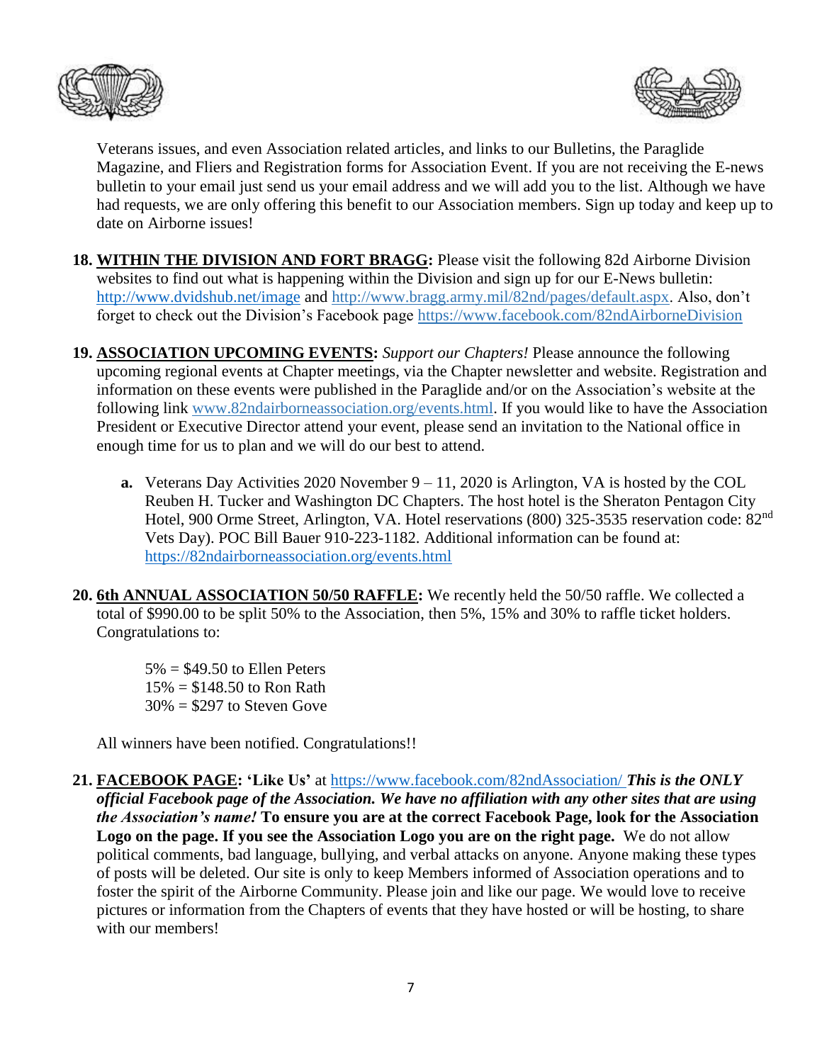Veterans issues, and even Association related articles, and links to our Bulletins, the Paraglide Magazine, and Fliers and Registration forms for Association Event. If you are not receiving the E-news bulletin to your email just send us your email address and we will add you to the list. Although we have had requests, we are only offering this benefit to our Association members. Sign up today and keep up to date on Airborne issues!

18. **WITHIN THE DIVISION AND FORT BRAGG:** Please visit the following 82d Airborne Division websites to find out what is happening within the Division and sign up for our E-News bulletin: http://www.dvidshub.net/image and http://www.bragg.army.mil/82nd/pages/default.aspx. Also, don't forget to check out the Division's Facebook page https://www.facebook.com/82ndAirborneDivision

19. **ASSOCIATION UPCOMING EVENTS:** *Support our Chapters!* Please announce the following upcoming regional events at Chapter meetings, via the Chapter newsletter and website. Registration and information on these events were published in the Paraglide and/or on the Association's website at the following link www.82ndairborneassociation.org/events.html. If you would like to have the Association President or Executive Director attend your event, please send an invitation to the National office in enough time for us to plan and we will do our best to attend.

    **a.** Veterans Day Activities 2020 November 9 – 11, 2020 is Arlington, VA is hosted by the COL Reuben H. Tucker and Washington DC Chapters. The host hotel is the Sheraton Pentagon City Hotel, 900 Orme Street, Arlington, VA. Hotel reservations (800) 325-3535 reservation code: 82nd Vets Day). POC Bill Bauer 910-223-1182. Additional information can be found at: https://82ndairborneassociation.org/events.html

20. **6th ANNUAL ASSOCIATION 50/50 RAFFLE:** We recently held the 50/50 raffle. We collected a total of $990.00 to be split 50% to the Association, then 5%, 15% and 30% to raffle ticket holders. Congratulations to:

    5% = $49.50 to Ellen Peters
    15% = $148.50 to Ron Rath
    30% = $297 to Steven Gove

    All winners have been notified. Congratulations!!

21. **FACEBOOK PAGE: 'Like Us'** at https://www.facebook.com/82ndAssociation/ ***This is the ONLY official Facebook page of the Association. We have no affiliation with any other sites that are using the Association's name!*** **To ensure you are at the correct Facebook Page, look for the Association Logo on the page. If you see the Association Logo you are on the right page.** We do not allow political comments, bad language, bullying, and verbal attacks on anyone. Anyone making these types of posts will be deleted. Our site is only to keep Members informed of Association operations and to foster the spirit of the Airborne Community. Please join and like our page. We would love to receive pictures or information from the Chapters of events that they have hosted or will be hosting, to share with our members!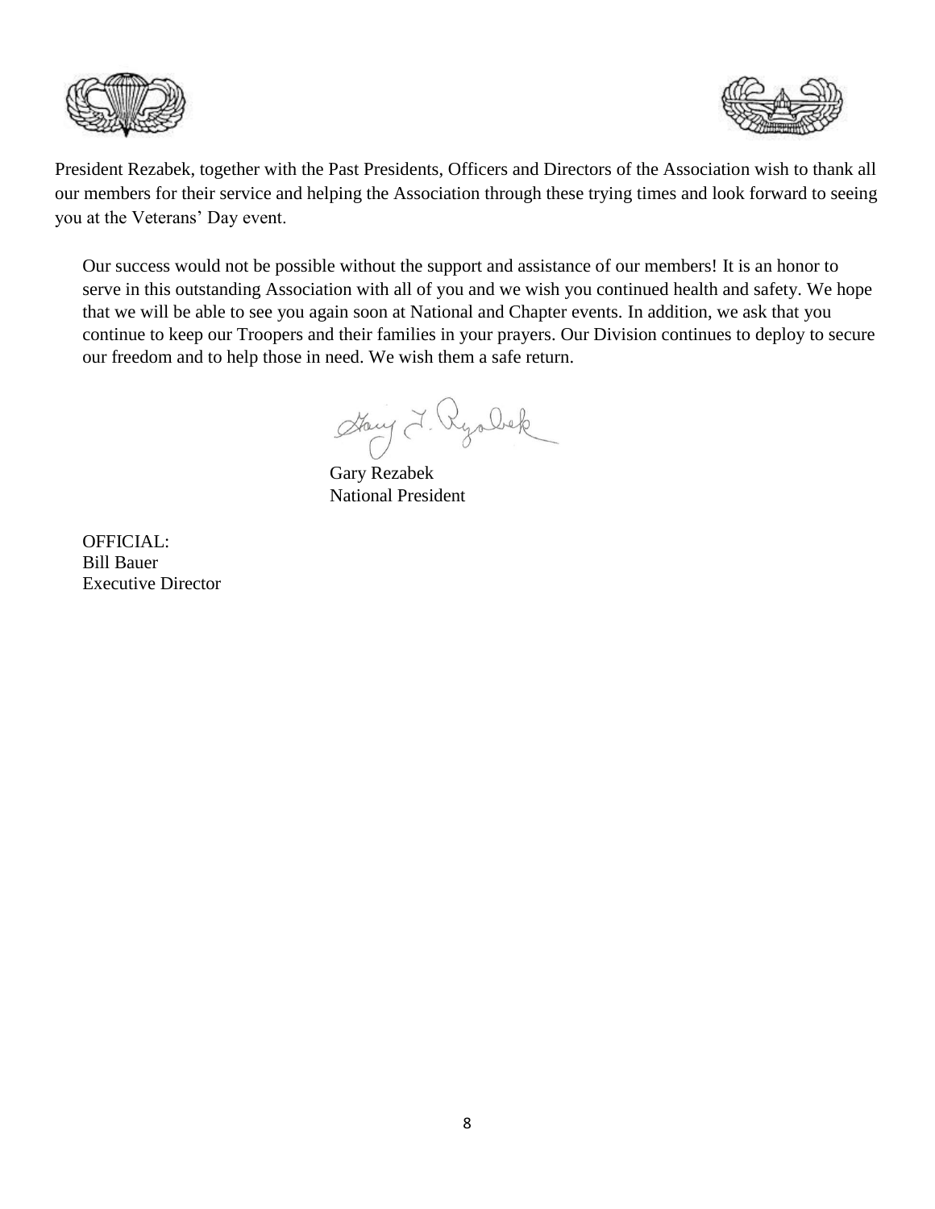President Rezabek, together with the Past Presidents, Officers and Directors of the Association wish to thank all our members for their service and helping the Association through these trying times and look forward to seeing you at the Veterans' Day event.

Our success would not be possible without the support and assistance of our members! It is an honor to serve in this outstanding Association with all of you and we wish you continued health and safety. We hope that we will be able to see you again soon at National and Chapter events. In addition, we ask that you continue to keep our Troopers and their families in your prayers. Our Division continues to deploy to secure our freedom and to help those in need. We wish them a safe return.

Gary Rezabek
National President

OFFICIAL:
Bill Bauer
Executive Director